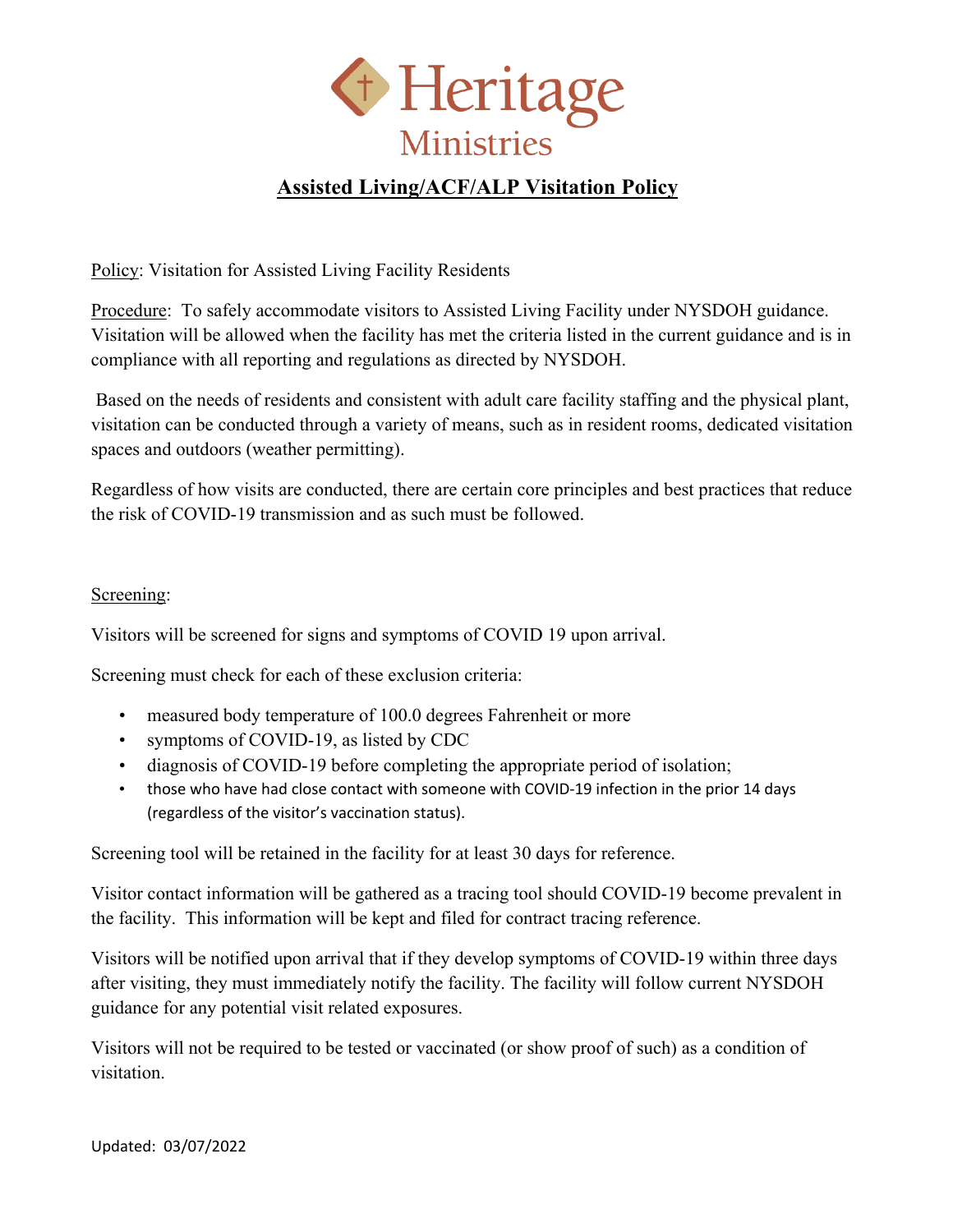Heritage Ministries

# Assisted Living/ACF/ALP Visitation Policy

Policy: Visitation for Assisted Living Facility Residents

Procedure: To safely accommodate visitors to Assisted Living Facility under NYSDOH guidance. Visitation will be allowed when the facility has met the criteria listed in the current guidance and is in compliance with all reporting and regulations as directed by NYSDOH.

Based on the needs of residents and consistent with adult care facility staffing and the physical plant, visitation can be conducted through a variety of means, such as in resident rooms, dedicated visitation spaces and outdoors (weather permitting).

Regardless of how visits are conducted, there are certain core principles and best practices that reduce the risk of COVID-19 transmission and as such must be followed.

Screening:

Visitors will be screened for signs and symptoms of COVID 19 upon arrival.

Screening must check for each of these exclusion criteria:

- measured body temperature of 100.0 degrees Fahrenheit or more
- symptoms of COVID-19, as listed by CDC
- diagnosis of COVID-19 before completing the appropriate period of isolation;
- those who have had close contact with someone with COVID-19 infection in the prior 14 days (regardless of the visitor's vaccination status).

Screening tool will be retained in the facility for at least 30 days for reference.

Visitor contact information will be gathered as a tracing tool should COVID-19 become prevalent in the facility. This information will be kept and filed for contract tracing reference.

Visitors will be notified upon arrival that if they develop symptoms of COVID-19 within three days after visiting, they must immediately notify the facility. The facility will follow current NYSDOH guidance for any potential visit related exposures.

Visitors will not be required to be tested or vaccinated (or show proof of such) as a condition of visitation.

Updated: 03/07/2022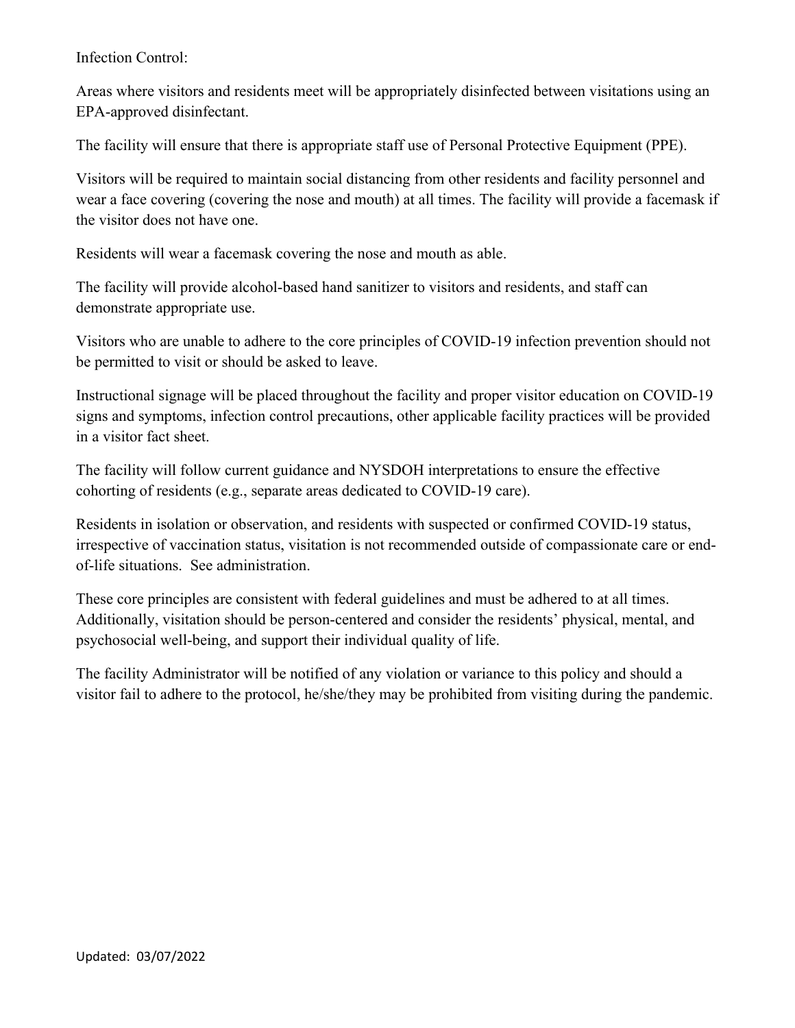Infection Control:

Areas where visitors and residents meet will be appropriately disinfected between visitations using an EPA-approved disinfectant.

The facility will ensure that there is appropriate staff use of Personal Protective Equipment (PPE).

Visitors will be required to maintain social distancing from other residents and facility personnel and wear a face covering (covering the nose and mouth) at all times. The facility will provide a facemask if the visitor does not have one.

Residents will wear a facemask covering the nose and mouth as able.

The facility will provide alcohol-based hand sanitizer to visitors and residents, and staff can demonstrate appropriate use.

Visitors who are unable to adhere to the core principles of COVID-19 infection prevention should not be permitted to visit or should be asked to leave.

Instructional signage will be placed throughout the facility and proper visitor education on COVID-19 signs and symptoms, infection control precautions, other applicable facility practices will be provided in a visitor fact sheet.

The facility will follow current guidance and NYSDOH interpretations to ensure the effective cohorting of residents (e.g., separate areas dedicated to COVID-19 care).

Residents in isolation or observation, and residents with suspected or confirmed COVID-19 status, irrespective of vaccination status, visitation is not recommended outside of compassionate care or end-of-life situations. See administration.

These core principles are consistent with federal guidelines and must be adhered to at all times. Additionally, visitation should be person-centered and consider the residents' physical, mental, and psychosocial well-being, and support their individual quality of life.

The facility Administrator will be notified of any violation or variance to this policy and should a visitor fail to adhere to the protocol, he/she/they may be prohibited from visiting during the pandemic.

Updated: 03/07/2022